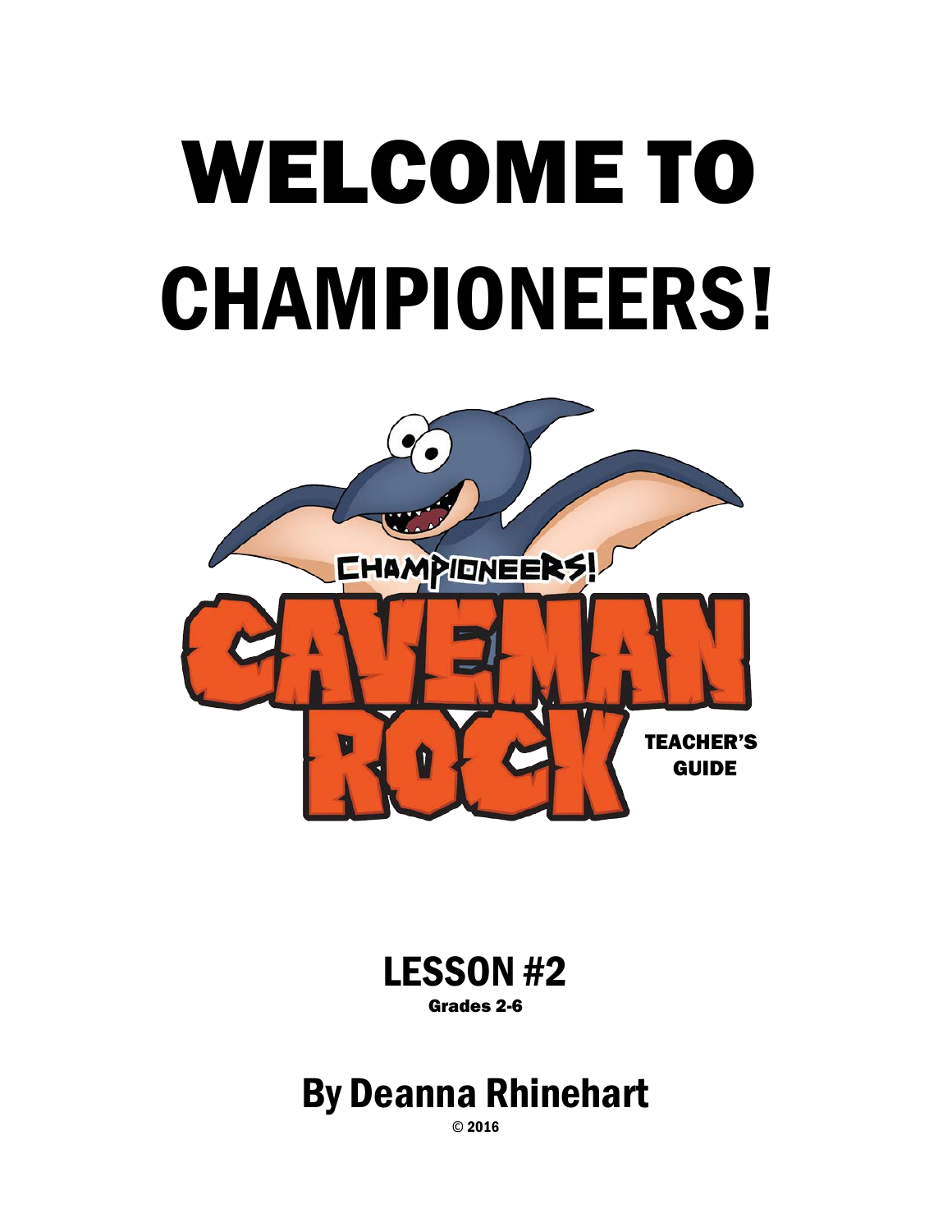# WELCOME TO CHAMPIONEERS!

CHAMPIONEERS!

CAVEMAN ROCK

TEACHER'S GUIDE

## LESSON #2

Grades 2-6

## By Deanna Rhinehart

© 2016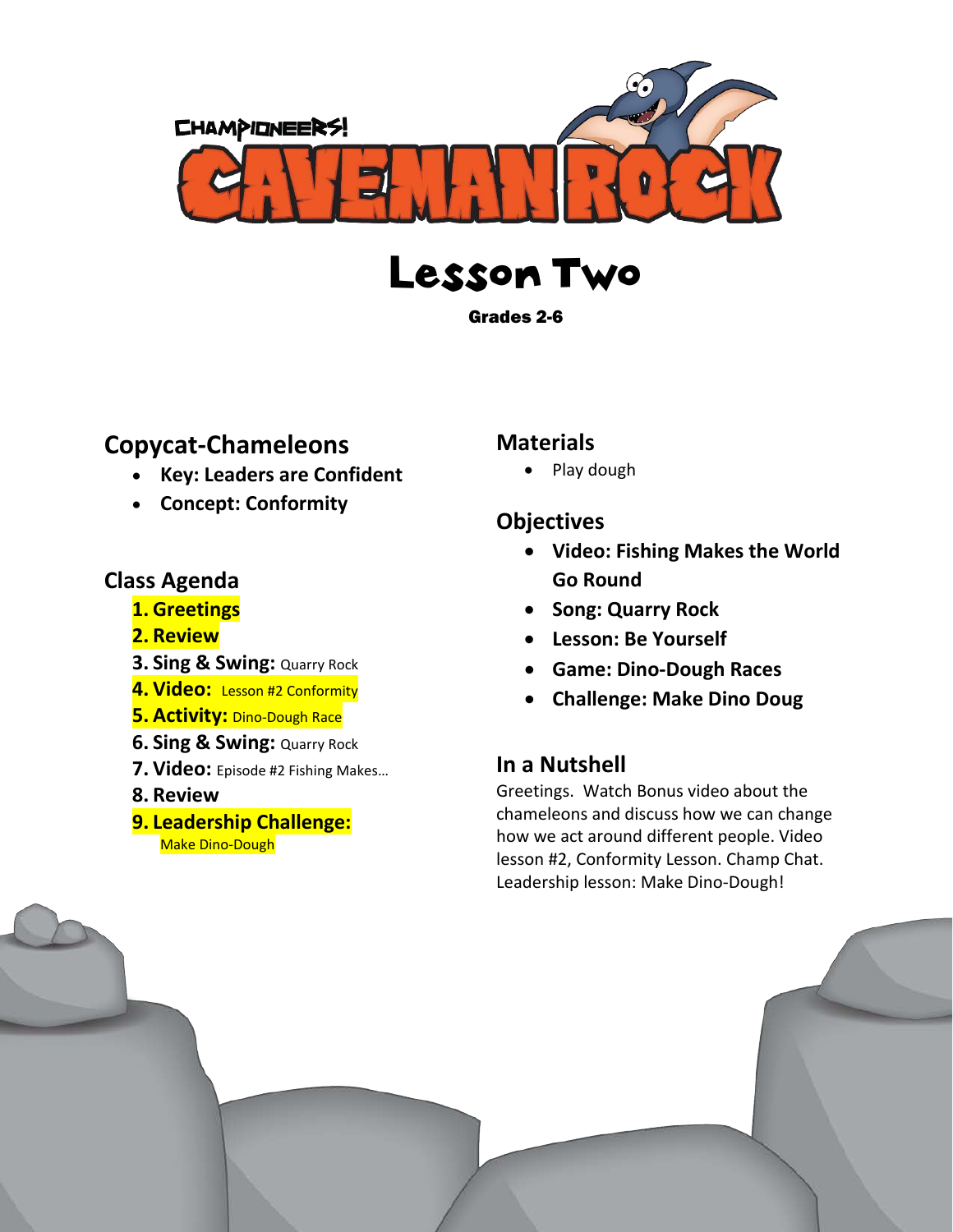CHAMPIONEERS!

# CAVEMAN ROCK

# Lesson Two

**Grades 2-6**

## Copycat-Chameleons

- **Key: Leaders are Confident**
- **Concept: Conformity**

## Class Agenda

1. **Greetings**
2. **Review**
3. **Sing & Swing:** Quarry Rock
4. **Video:** Lesson #2 Conformity
5. **Activity:** Dino-Dough Race
6. **Sing & Swing:** Quarry Rock
7. **Video:** Episode #2 Fishing Makes…
8. **Review**
9. **Leadership Challenge:** Make Dino-Dough

## Materials

- Play dough

## Objectives

- **Video: Fishing Makes the World Go Round**
- **Song: Quarry Rock**
- **Lesson: Be Yourself**
- **Game: Dino-Dough Races**
- **Challenge: Make Dino Doug**

## In a Nutshell

Greetings. Watch Bonus video about the chameleons and discuss how we can change how we act around different people. Video lesson #2, Conformity Lesson. Champ Chat. Leadership lesson: Make Dino-Dough!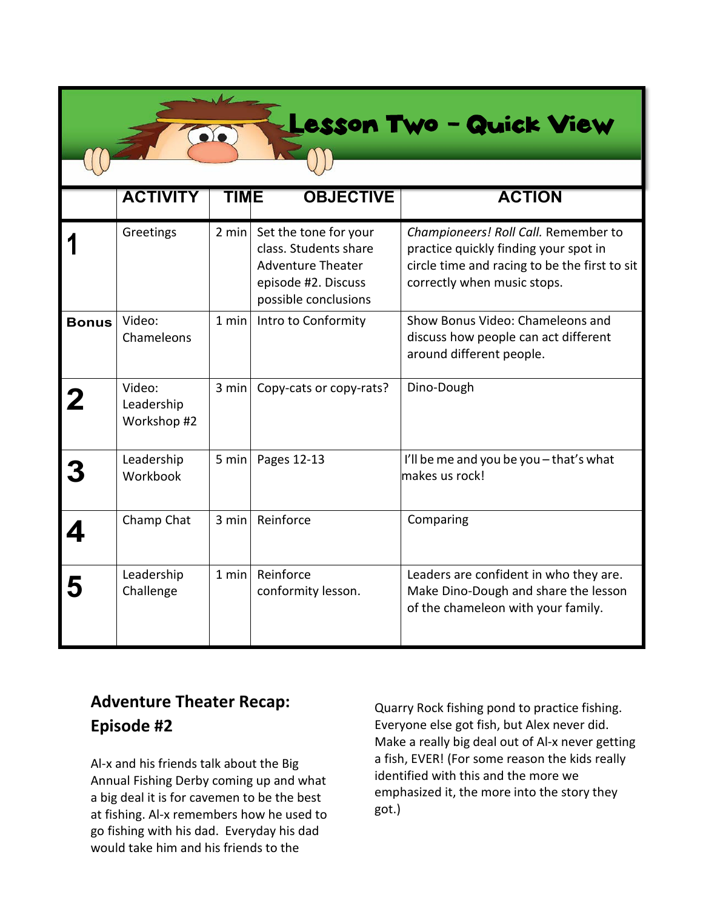# Lesson Two – Quick View

| | ACTIVITY | TIME | OBJECTIVE | ACTION |
|---|---|---|---|---|
| **1** | Greetings | 2 min | Set the tone for your class. Students share Adventure Theater episode #2. Discuss possible conclusions | *Championeers! Roll Call.* Remember to practice quickly finding your spot in circle time and racing to be the first to sit correctly when music stops. |
| **Bonus** | Video: Chameleons | 1 min | Intro to Conformity | Show Bonus Video: Chameleons and discuss how people can act different around different people. |
| **2** | Video: Leadership Workshop #2 | 3 min | Copy-cats or copy-rats? | Dino-Dough |
| **3** | Leadership Workbook | 5 min | Pages 12-13 | I'll be me and you be you – that's what makes us rock! |
| **4** | Champ Chat | 3 min | Reinforce | Comparing |
| **5** | Leadership Challenge | 1 min | Reinforce conformity lesson. | Leaders are confident in who they are. Make Dino-Dough and share the lesson of the chameleon with your family. |

## Adventure Theater Recap: Episode #2

Al-x and his friends talk about the Big Annual Fishing Derby coming up and what a big deal it is for cavemen to be the best at fishing. Al-x remembers how he used to go fishing with his dad. Everyday his dad would take him and his friends to the Quarry Rock fishing pond to practice fishing. Everyone else got fish, but Alex never did. Make a really big deal out of Al-x never getting a fish, EVER! (For some reason the kids really identified with this and the more we emphasized it, the more into the story they got.)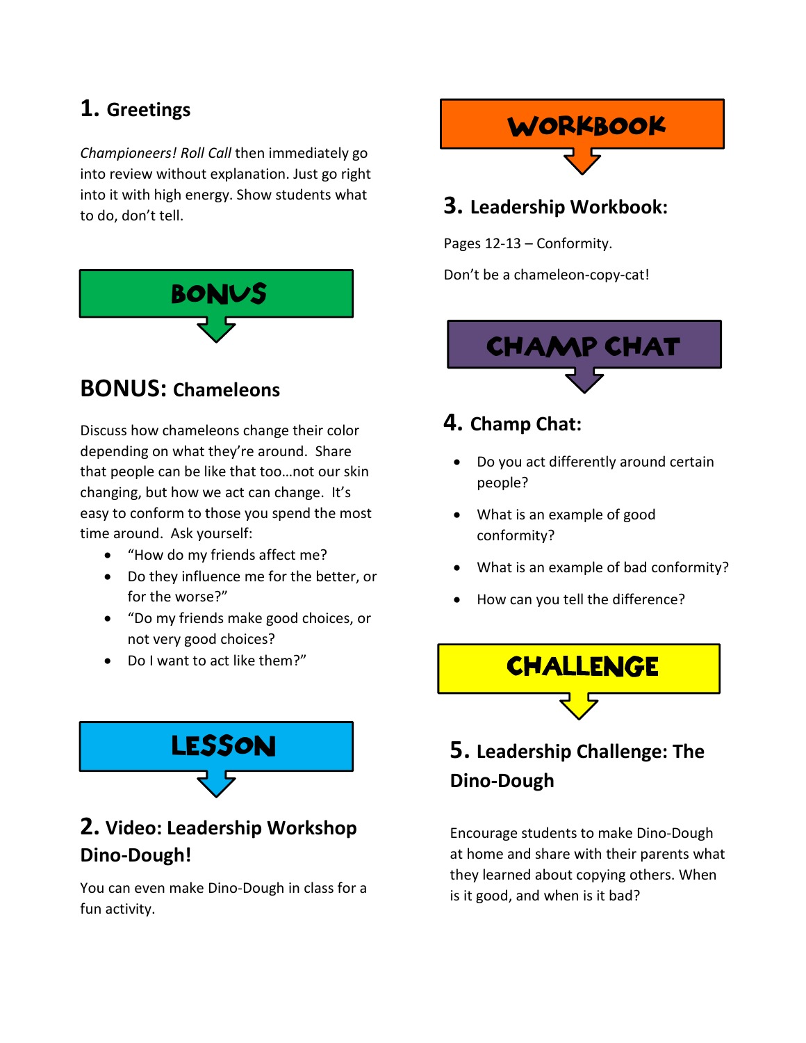## 1. Greetings

*Championeers! Roll Call* then immediately go into review without explanation. Just go right into it with high energy. Show students what to do, don't tell.

**BONUS**

## BONUS: Chameleons

Discuss how chameleons change their color depending on what they're around. Share that people can be like that too…not our skin changing, but how we act can change. It's easy to conform to those you spend the most time around. Ask yourself:

- "How do my friends affect me?
- Do they influence me for the better, or for the worse?"
- "Do my friends make good choices, or not very good choices?
- Do I want to act like them?"

**LESSON**

## 2. Video: Leadership Workshop Dino-Dough!

You can even make Dino-Dough in class for a fun activity.

**WORKBOOK**

## 3. Leadership Workbook:

Pages 12-13 – Conformity.

Don't be a chameleon-copy-cat!

**CHAMP CHAT**

## 4. Champ Chat:

- Do you act differently around certain people?
- What is an example of good conformity?
- What is an example of bad conformity?
- How can you tell the difference?

**CHALLENGE**

## 5. Leadership Challenge: The Dino-Dough

Encourage students to make Dino-Dough at home and share with their parents what they learned about copying others. When is it good, and when is it bad?